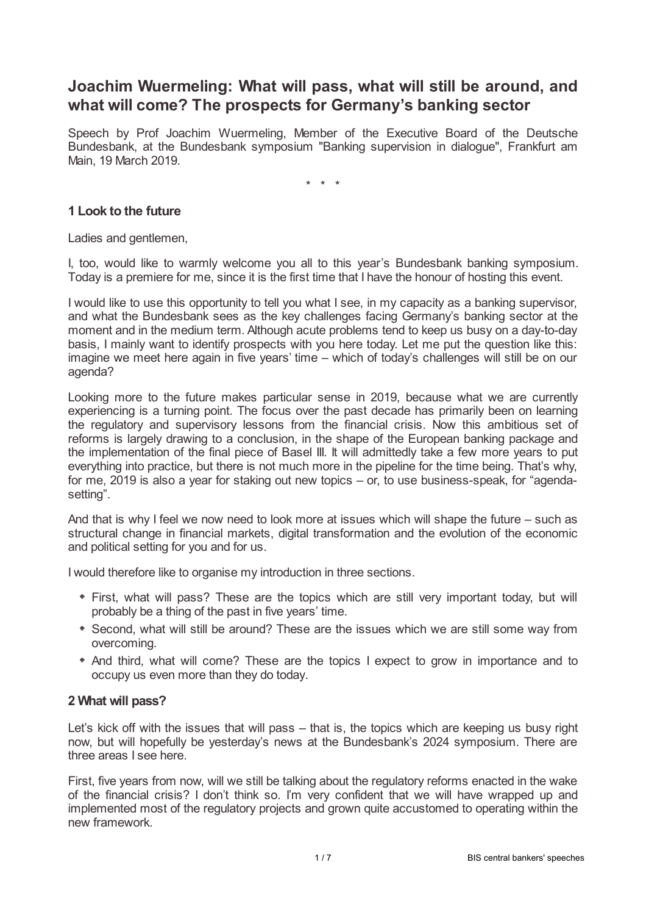# Joachim Wuermeling: What will pass, what will still be around, and what will come? The prospects for Germany's banking sector

Speech by Prof Joachim Wuermeling, Member of the Executive Board of the Deutsche Bundesbank, at the Bundesbank symposium "Banking supervision in dialogue", Frankfurt am Main, 19 March 2019.

\* \* \*

## 1 Look to the future

Ladies and gentlemen,

I, too, would like to warmly welcome you all to this year's Bundesbank banking symposium. Today is a premiere for me, since it is the first time that I have the honour of hosting this event.

I would like to use this opportunity to tell you what I see, in my capacity as a banking supervisor, and what the Bundesbank sees as the key challenges facing Germany's banking sector at the moment and in the medium term. Although acute problems tend to keep us busy on a day-to-day basis, I mainly want to identify prospects with you here today. Let me put the question like this: imagine we meet here again in five years' time – which of today's challenges will still be on our agenda?

Looking more to the future makes particular sense in 2019, because what we are currently experiencing is a turning point. The focus over the past decade has primarily been on learning the regulatory and supervisory lessons from the financial crisis. Now this ambitious set of reforms is largely drawing to a conclusion, in the shape of the European banking package and the implementation of the final piece of Basel III. It will admittedly take a few more years to put everything into practice, but there is not much more in the pipeline for the time being. That's why, for me, 2019 is also a year for staking out new topics – or, to use business-speak, for "agenda-setting".

And that is why I feel we now need to look more at issues which will shape the future – such as structural change in financial markets, digital transformation and the evolution of the economic and political setting for you and for us.

I would therefore like to organise my introduction in three sections.

- First, what will pass? These are the topics which are still very important today, but will probably be a thing of the past in five years' time.
- Second, what will still be around? These are the issues which we are still some way from overcoming.
- And third, what will come? These are the topics I expect to grow in importance and to occupy us even more than they do today.

## 2 What will pass?

Let's kick off with the issues that will pass – that is, the topics which are keeping us busy right now, but will hopefully be yesterday's news at the Bundesbank's 2024 symposium. There are three areas I see here.

First, five years from now, will we still be talking about the regulatory reforms enacted in the wake of the financial crisis? I don't think so. I'm very confident that we will have wrapped up and implemented most of the regulatory projects and grown quite accustomed to operating within the new framework.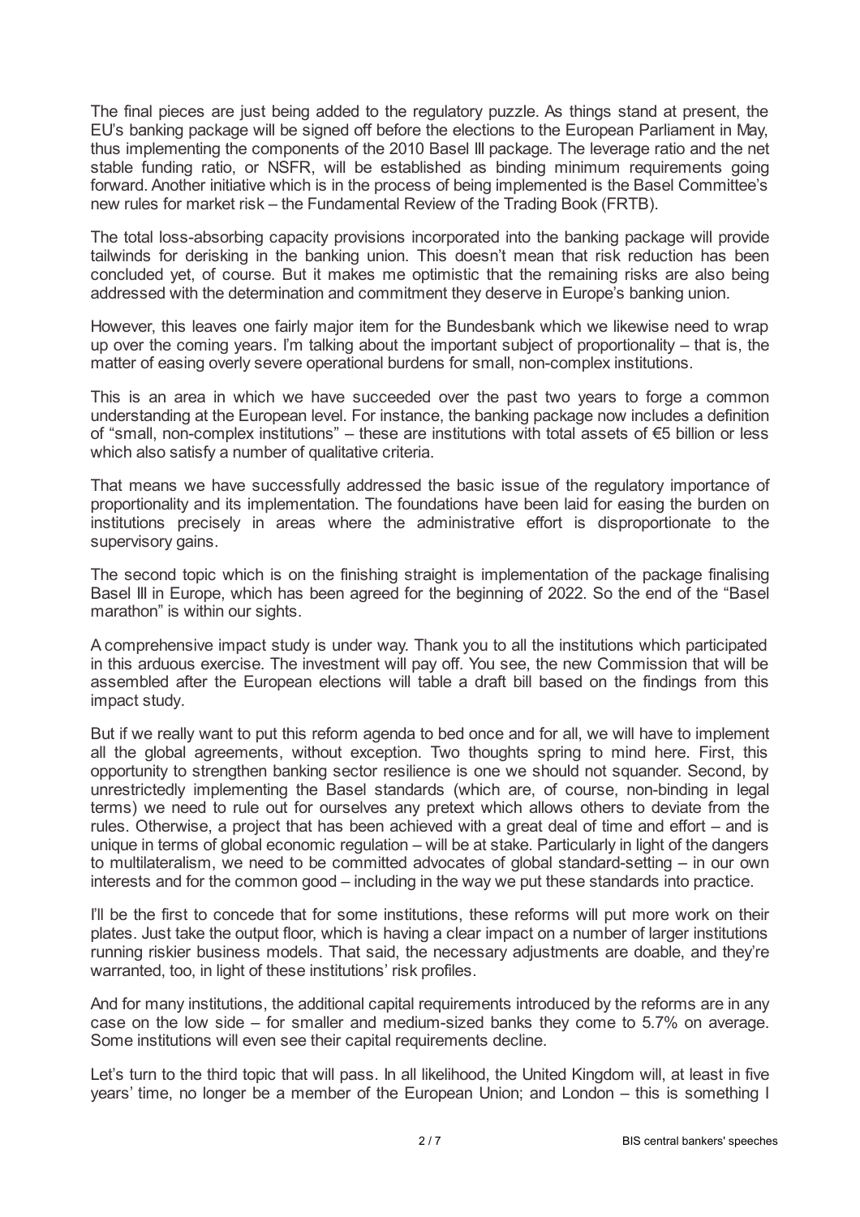The final pieces are just being added to the regulatory puzzle. As things stand at present, the EU's banking package will be signed off before the elections to the European Parliament in May, thus implementing the components of the 2010 Basel III package. The leverage ratio and the net stable funding ratio, or NSFR, will be established as binding minimum requirements going forward. Another initiative which is in the process of being implemented is the Basel Committee's new rules for market risk – the Fundamental Review of the Trading Book (FRTB).

The total loss-absorbing capacity provisions incorporated into the banking package will provide tailwinds for derisking in the banking union. This doesn't mean that risk reduction has been concluded yet, of course. But it makes me optimistic that the remaining risks are also being addressed with the determination and commitment they deserve in Europe's banking union.

However, this leaves one fairly major item for the Bundesbank which we likewise need to wrap up over the coming years. I'm talking about the important subject of proportionality – that is, the matter of easing overly severe operational burdens for small, non-complex institutions.

This is an area in which we have succeeded over the past two years to forge a common understanding at the European level. For instance, the banking package now includes a definition of "small, non-complex institutions" – these are institutions with total assets of €5 billion or less which also satisfy a number of qualitative criteria.

That means we have successfully addressed the basic issue of the regulatory importance of proportionality and its implementation. The foundations have been laid for easing the burden on institutions precisely in areas where the administrative effort is disproportionate to the supervisory gains.

The second topic which is on the finishing straight is implementation of the package finalising Basel III in Europe, which has been agreed for the beginning of 2022. So the end of the "Basel marathon" is within our sights.

A comprehensive impact study is under way. Thank you to all the institutions which participated in this arduous exercise. The investment will pay off. You see, the new Commission that will be assembled after the European elections will table a draft bill based on the findings from this impact study.

But if we really want to put this reform agenda to bed once and for all, we will have to implement all the global agreements, without exception. Two thoughts spring to mind here. First, this opportunity to strengthen banking sector resilience is one we should not squander. Second, by unrestrictedly implementing the Basel standards (which are, of course, non-binding in legal terms) we need to rule out for ourselves any pretext which allows others to deviate from the rules. Otherwise, a project that has been achieved with a great deal of time and effort – and is unique in terms of global economic regulation – will be at stake. Particularly in light of the dangers to multilateralism, we need to be committed advocates of global standard-setting – in our own interests and for the common good – including in the way we put these standards into practice.

I'll be the first to concede that for some institutions, these reforms will put more work on their plates. Just take the output floor, which is having a clear impact on a number of larger institutions running riskier business models. That said, the necessary adjustments are doable, and they're warranted, too, in light of these institutions' risk profiles.

And for many institutions, the additional capital requirements introduced by the reforms are in any case on the low side – for smaller and medium-sized banks they come to 5.7% on average. Some institutions will even see their capital requirements decline.

Let's turn to the third topic that will pass. In all likelihood, the United Kingdom will, at least in five years' time, no longer be a member of the European Union; and London – this is something I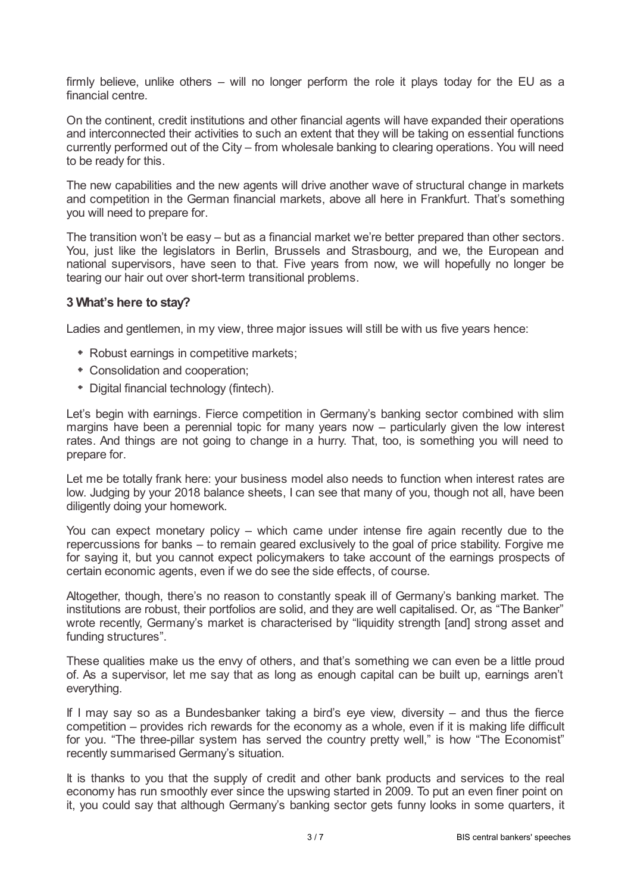firmly believe, unlike others – will no longer perform the role it plays today for the EU as a financial centre.

On the continent, credit institutions and other financial agents will have expanded their operations and interconnected their activities to such an extent that they will be taking on essential functions currently performed out of the City – from wholesale banking to clearing operations. You will need to be ready for this.

The new capabilities and the new agents will drive another wave of structural change in markets and competition in the German financial markets, above all here in Frankfurt. That's something you will need to prepare for.

The transition won't be easy – but as a financial market we're better prepared than other sectors. You, just like the legislators in Berlin, Brussels and Strasbourg, and we, the European and national supervisors, have seen to that. Five years from now, we will hopefully no longer be tearing our hair out over short-term transitional problems.

### 3 What's here to stay?

Ladies and gentlemen, in my view, three major issues will still be with us five years hence:

- Robust earnings in competitive markets;
- Consolidation and cooperation;
- Digital financial technology (fintech).

Let's begin with earnings. Fierce competition in Germany's banking sector combined with slim margins have been a perennial topic for many years now – particularly given the low interest rates. And things are not going to change in a hurry. That, too, is something you will need to prepare for.

Let me be totally frank here: your business model also needs to function when interest rates are low. Judging by your 2018 balance sheets, I can see that many of you, though not all, have been diligently doing your homework.

You can expect monetary policy – which came under intense fire again recently due to the repercussions for banks – to remain geared exclusively to the goal of price stability. Forgive me for saying it, but you cannot expect policymakers to take account of the earnings prospects of certain economic agents, even if we do see the side effects, of course.

Altogether, though, there's no reason to constantly speak ill of Germany's banking market. The institutions are robust, their portfolios are solid, and they are well capitalised. Or, as "The Banker" wrote recently, Germany's market is characterised by "liquidity strength [and] strong asset and funding structures".

These qualities make us the envy of others, and that's something we can even be a little proud of. As a supervisor, let me say that as long as enough capital can be built up, earnings aren't everything.

If I may say so as a Bundesbanker taking a bird's eye view, diversity – and thus the fierce competition – provides rich rewards for the economy as a whole, even if it is making life difficult for you. "The three-pillar system has served the country pretty well," is how "The Economist" recently summarised Germany's situation.

It is thanks to you that the supply of credit and other bank products and services to the real economy has run smoothly ever since the upswing started in 2009. To put an even finer point on it, you could say that although Germany's banking sector gets funny looks in some quarters, it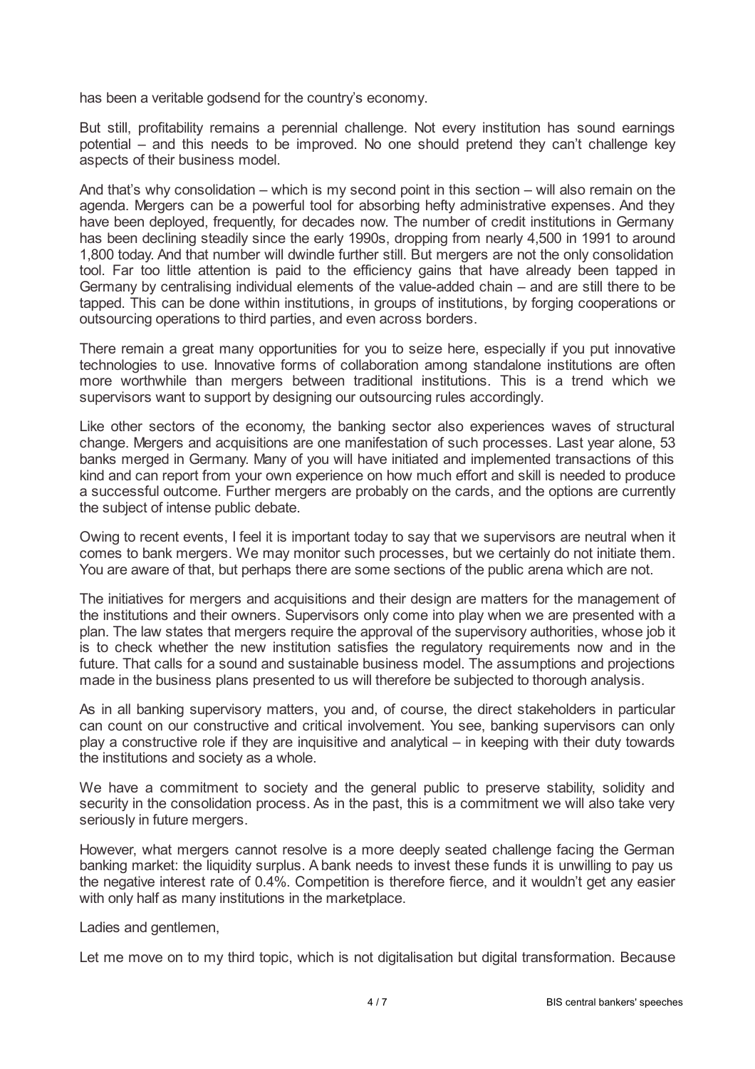has been a veritable godsend for the country's economy.

But still, profitability remains a perennial challenge. Not every institution has sound earnings potential – and this needs to be improved. No one should pretend they can't challenge key aspects of their business model.

And that's why consolidation – which is my second point in this section – will also remain on the agenda. Mergers can be a powerful tool for absorbing hefty administrative expenses. And they have been deployed, frequently, for decades now. The number of credit institutions in Germany has been declining steadily since the early 1990s, dropping from nearly 4,500 in 1991 to around 1,800 today. And that number will dwindle further still. But mergers are not the only consolidation tool. Far too little attention is paid to the efficiency gains that have already been tapped in Germany by centralising individual elements of the value-added chain – and are still there to be tapped. This can be done within institutions, in groups of institutions, by forging cooperations or outsourcing operations to third parties, and even across borders.

There remain a great many opportunities for you to seize here, especially if you put innovative technologies to use. Innovative forms of collaboration among standalone institutions are often more worthwhile than mergers between traditional institutions. This is a trend which we supervisors want to support by designing our outsourcing rules accordingly.

Like other sectors of the economy, the banking sector also experiences waves of structural change. Mergers and acquisitions are one manifestation of such processes. Last year alone, 53 banks merged in Germany. Many of you will have initiated and implemented transactions of this kind and can report from your own experience on how much effort and skill is needed to produce a successful outcome. Further mergers are probably on the cards, and the options are currently the subject of intense public debate.

Owing to recent events, I feel it is important today to say that we supervisors are neutral when it comes to bank mergers. We may monitor such processes, but we certainly do not initiate them. You are aware of that, but perhaps there are some sections of the public arena which are not.

The initiatives for mergers and acquisitions and their design are matters for the management of the institutions and their owners. Supervisors only come into play when we are presented with a plan. The law states that mergers require the approval of the supervisory authorities, whose job it is to check whether the new institution satisfies the regulatory requirements now and in the future. That calls for a sound and sustainable business model. The assumptions and projections made in the business plans presented to us will therefore be subjected to thorough analysis.

As in all banking supervisory matters, you and, of course, the direct stakeholders in particular can count on our constructive and critical involvement. You see, banking supervisors can only play a constructive role if they are inquisitive and analytical – in keeping with their duty towards the institutions and society as a whole.

We have a commitment to society and the general public to preserve stability, solidity and security in the consolidation process. As in the past, this is a commitment we will also take very seriously in future mergers.

However, what mergers cannot resolve is a more deeply seated challenge facing the German banking market: the liquidity surplus. A bank needs to invest these funds it is unwilling to pay us the negative interest rate of 0.4%. Competition is therefore fierce, and it wouldn't get any easier with only half as many institutions in the marketplace.

Ladies and gentlemen,

Let me move on to my third topic, which is not digitalisation but digital transformation. Because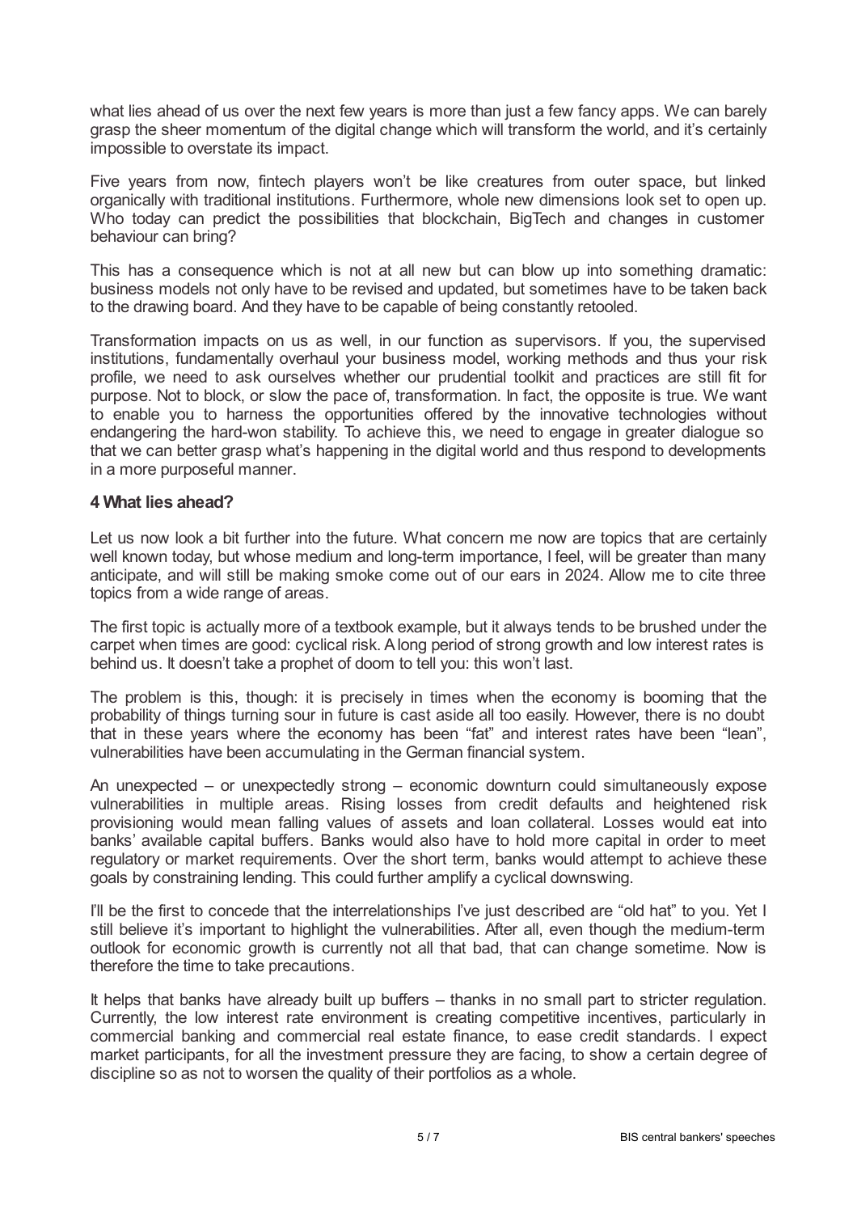what lies ahead of us over the next few years is more than just a few fancy apps. We can barely grasp the sheer momentum of the digital change which will transform the world, and it's certainly impossible to overstate its impact.

Five years from now, fintech players won't be like creatures from outer space, but linked organically with traditional institutions. Furthermore, whole new dimensions look set to open up. Who today can predict the possibilities that blockchain, BigTech and changes in customer behaviour can bring?

This has a consequence which is not at all new but can blow up into something dramatic: business models not only have to be revised and updated, but sometimes have to be taken back to the drawing board. And they have to be capable of being constantly retooled.

Transformation impacts on us as well, in our function as supervisors. If you, the supervised institutions, fundamentally overhaul your business model, working methods and thus your risk profile, we need to ask ourselves whether our prudential toolkit and practices are still fit for purpose. Not to block, or slow the pace of, transformation. In fact, the opposite is true. We want to enable you to harness the opportunities offered by the innovative technologies without endangering the hard-won stability. To achieve this, we need to engage in greater dialogue so that we can better grasp what's happening in the digital world and thus respond to developments in a more purposeful manner.

## 4 What lies ahead?

Let us now look a bit further into the future. What concern me now are topics that are certainly well known today, but whose medium and long-term importance, I feel, will be greater than many anticipate, and will still be making smoke come out of our ears in 2024. Allow me to cite three topics from a wide range of areas.

The first topic is actually more of a textbook example, but it always tends to be brushed under the carpet when times are good: cyclical risk. A long period of strong growth and low interest rates is behind us. It doesn't take a prophet of doom to tell you: this won't last.

The problem is this, though: it is precisely in times when the economy is booming that the probability of things turning sour in future is cast aside all too easily. However, there is no doubt that in these years where the economy has been "fat" and interest rates have been "lean", vulnerabilities have been accumulating in the German financial system.

An unexpected – or unexpectedly strong – economic downturn could simultaneously expose vulnerabilities in multiple areas. Rising losses from credit defaults and heightened risk provisioning would mean falling values of assets and loan collateral. Losses would eat into banks' available capital buffers. Banks would also have to hold more capital in order to meet regulatory or market requirements. Over the short term, banks would attempt to achieve these goals by constraining lending. This could further amplify a cyclical downswing.

I'll be the first to concede that the interrelationships I've just described are "old hat" to you. Yet I still believe it's important to highlight the vulnerabilities. After all, even though the medium-term outlook for economic growth is currently not all that bad, that can change sometime. Now is therefore the time to take precautions.

It helps that banks have already built up buffers – thanks in no small part to stricter regulation. Currently, the low interest rate environment is creating competitive incentives, particularly in commercial banking and commercial real estate finance, to ease credit standards. I expect market participants, for all the investment pressure they are facing, to show a certain degree of discipline so as not to worsen the quality of their portfolios as a whole.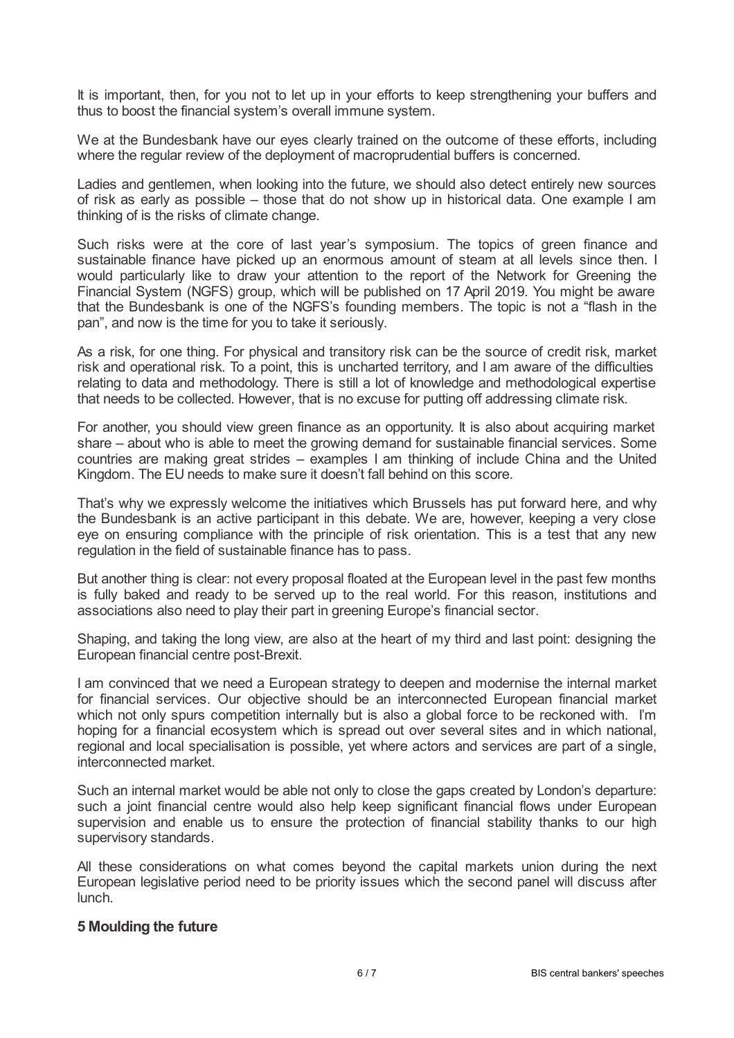It is important, then, for you not to let up in your efforts to keep strengthening your buffers and thus to boost the financial system's overall immune system.

We at the Bundesbank have our eyes clearly trained on the outcome of these efforts, including where the regular review of the deployment of macroprudential buffers is concerned.

Ladies and gentlemen, when looking into the future, we should also detect entirely new sources of risk as early as possible – those that do not show up in historical data. One example I am thinking of is the risks of climate change.

Such risks were at the core of last year's symposium. The topics of green finance and sustainable finance have picked up an enormous amount of steam at all levels since then. I would particularly like to draw your attention to the report of the Network for Greening the Financial System (NGFS) group, which will be published on 17 April 2019. You might be aware that the Bundesbank is one of the NGFS's founding members. The topic is not a "flash in the pan", and now is the time for you to take it seriously.

As a risk, for one thing. For physical and transitory risk can be the source of credit risk, market risk and operational risk. To a point, this is uncharted territory, and I am aware of the difficulties relating to data and methodology. There is still a lot of knowledge and methodological expertise that needs to be collected. However, that is no excuse for putting off addressing climate risk.

For another, you should view green finance as an opportunity. It is also about acquiring market share – about who is able to meet the growing demand for sustainable financial services. Some countries are making great strides – examples I am thinking of include China and the United Kingdom. The EU needs to make sure it doesn't fall behind on this score.

That's why we expressly welcome the initiatives which Brussels has put forward here, and why the Bundesbank is an active participant in this debate. We are, however, keeping a very close eye on ensuring compliance with the principle of risk orientation. This is a test that any new regulation in the field of sustainable finance has to pass.

But another thing is clear: not every proposal floated at the European level in the past few months is fully baked and ready to be served up to the real world. For this reason, institutions and associations also need to play their part in greening Europe's financial sector.

Shaping, and taking the long view, are also at the heart of my third and last point: designing the European financial centre post-Brexit.

I am convinced that we need a European strategy to deepen and modernise the internal market for financial services. Our objective should be an interconnected European financial market which not only spurs competition internally but is also a global force to be reckoned with. I'm hoping for a financial ecosystem which is spread out over several sites and in which national, regional and local specialisation is possible, yet where actors and services are part of a single, interconnected market.

Such an internal market would be able not only to close the gaps created by London's departure: such a joint financial centre would also help keep significant financial flows under European supervision and enable us to ensure the protection of financial stability thanks to our high supervisory standards.

All these considerations on what comes beyond the capital markets union during the next European legislative period need to be priority issues which the second panel will discuss after lunch.

## 5 Moulding the future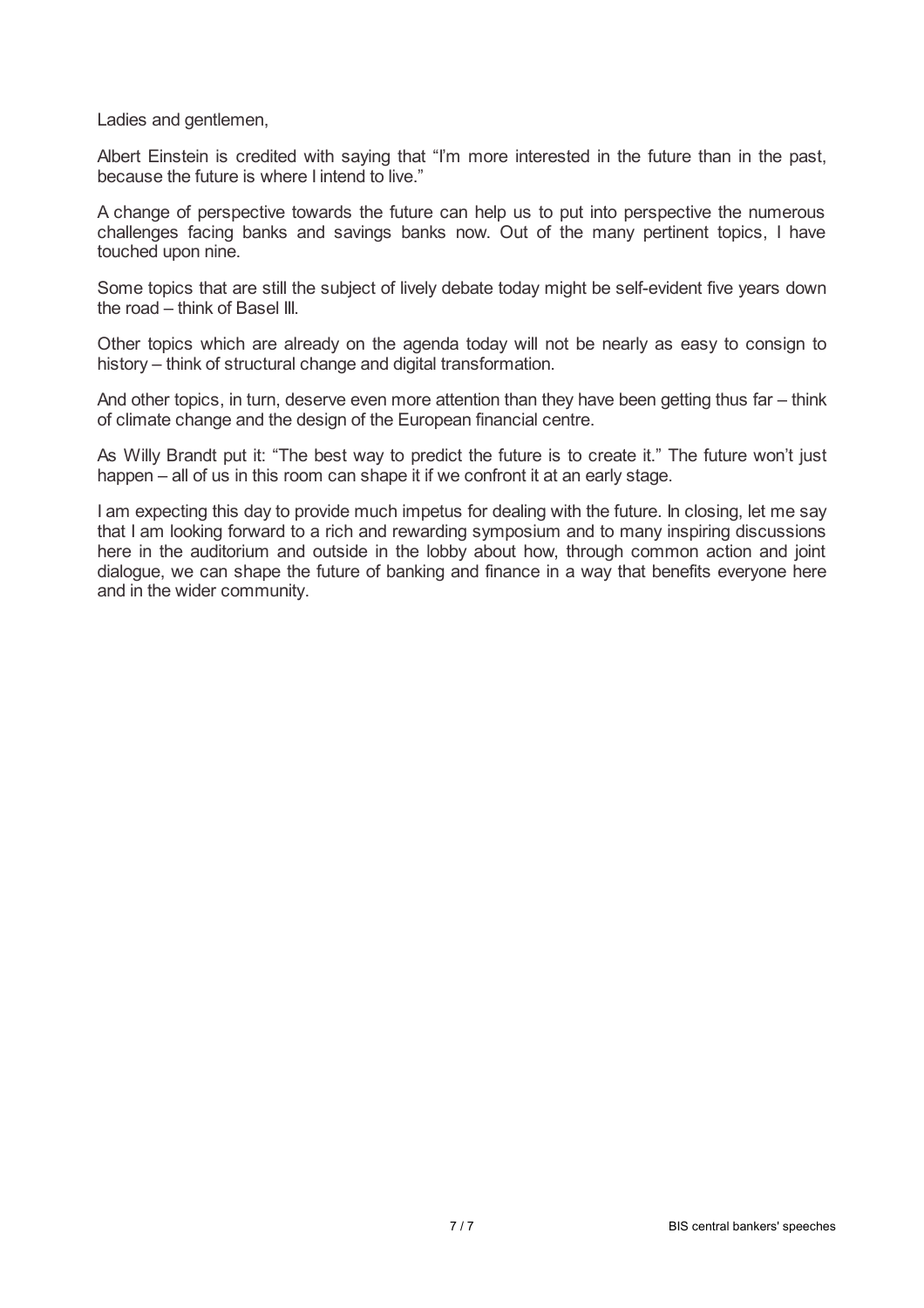Ladies and gentlemen,

Albert Einstein is credited with saying that "I'm more interested in the future than in the past, because the future is where I intend to live."

A change of perspective towards the future can help us to put into perspective the numerous challenges facing banks and savings banks now. Out of the many pertinent topics, I have touched upon nine.

Some topics that are still the subject of lively debate today might be self-evident five years down the road – think of Basel III.

Other topics which are already on the agenda today will not be nearly as easy to consign to history – think of structural change and digital transformation.

And other topics, in turn, deserve even more attention than they have been getting thus far – think of climate change and the design of the European financial centre.

As Willy Brandt put it: "The best way to predict the future is to create it." The future won't just happen – all of us in this room can shape it if we confront it at an early stage.

I am expecting this day to provide much impetus for dealing with the future. In closing, let me say that I am looking forward to a rich and rewarding symposium and to many inspiring discussions here in the auditorium and outside in the lobby about how, through common action and joint dialogue, we can shape the future of banking and finance in a way that benefits everyone here and in the wider community.